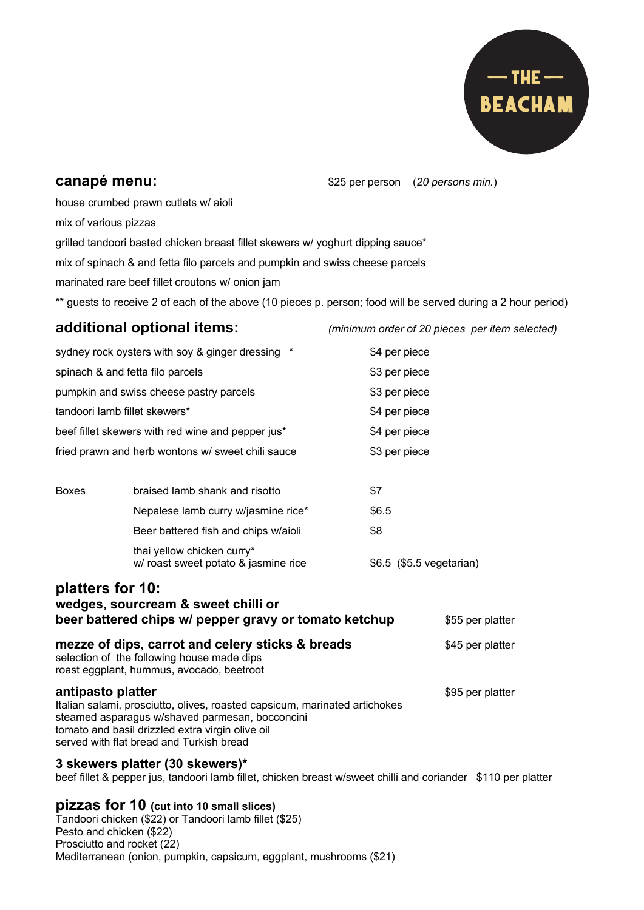**— THE — BEACHAM**

## canapé menu:

$25 per person (*20 persons min.*)

house crumbed prawn cutlets w/ aioli

mix of various pizzas

grilled tandoori basted chicken breast fillet skewers w/ yoghurt dipping sauce*

mix of spinach & and fetta filo parcels and pumpkin and swiss cheese parcels

marinated rare beef fillet croutons w/ onion jam

** guests to receive 2 of each of the above (10 pieces p. person; food will be served during a 2 hour period)

## additional optional items:

*(minimum order of 20 pieces per item selected)*

| | |
|---|---|
| sydney rock oysters with soy & ginger dressing * | $4 per piece |
| spinach & and fetta filo parcels | $3 per piece |
| pumpkin and swiss cheese pastry parcels | $3 per piece |
| tandoori lamb fillet skewers* | $4 per piece |
| beef fillet skewers with red wine and pepper jus* | $4 per piece |
| fried prawn and herb wontons w/ sweet chili sauce | $3 per piece |

| | | |
|---|---|---|
| Boxes | braised lamb shank and risotto | $7 |
| | Nepalese lamb curry w/jasmine rice* | $6.5 |
| | Beer battered fish and chips w/aioli | $8 |
| | thai yellow chicken curry* w/ roast sweet potato & jasmine rice | $6.5 ($5.5 vegetarian) |

## platters for 10:

**wedges, sourcream & sweet chilli or beer battered chips w/ pepper gravy or tomato ketchup** — $55 per platter

**mezze of dips, carrot and celery sticks & breads** — $45 per platter
selection of the following house made dips
roast eggplant, hummus, avocado, beetroot

**antipasto platter** — $95 per platter
Italian salami, prosciutto, olives, roasted capsicum, marinated artichokes
steamed asparagus w/shaved parmesan, bocconcini
tomato and basil drizzled extra virgin olive oil
served with flat bread and Turkish bread

**3 skewers platter (30 skewers)***
beef fillet & pepper jus, tandoori lamb fillet, chicken breast w/sweet chilli and coriander — $110 per platter

## pizzas for 10 (cut into 10 small slices)

Tandoori chicken ($22) or Tandoori lamb fillet ($25)
Pesto and chicken ($22)
Prosciutto and rocket (22)
Mediterranean (onion, pumpkin, capsicum, eggplant, mushrooms ($21)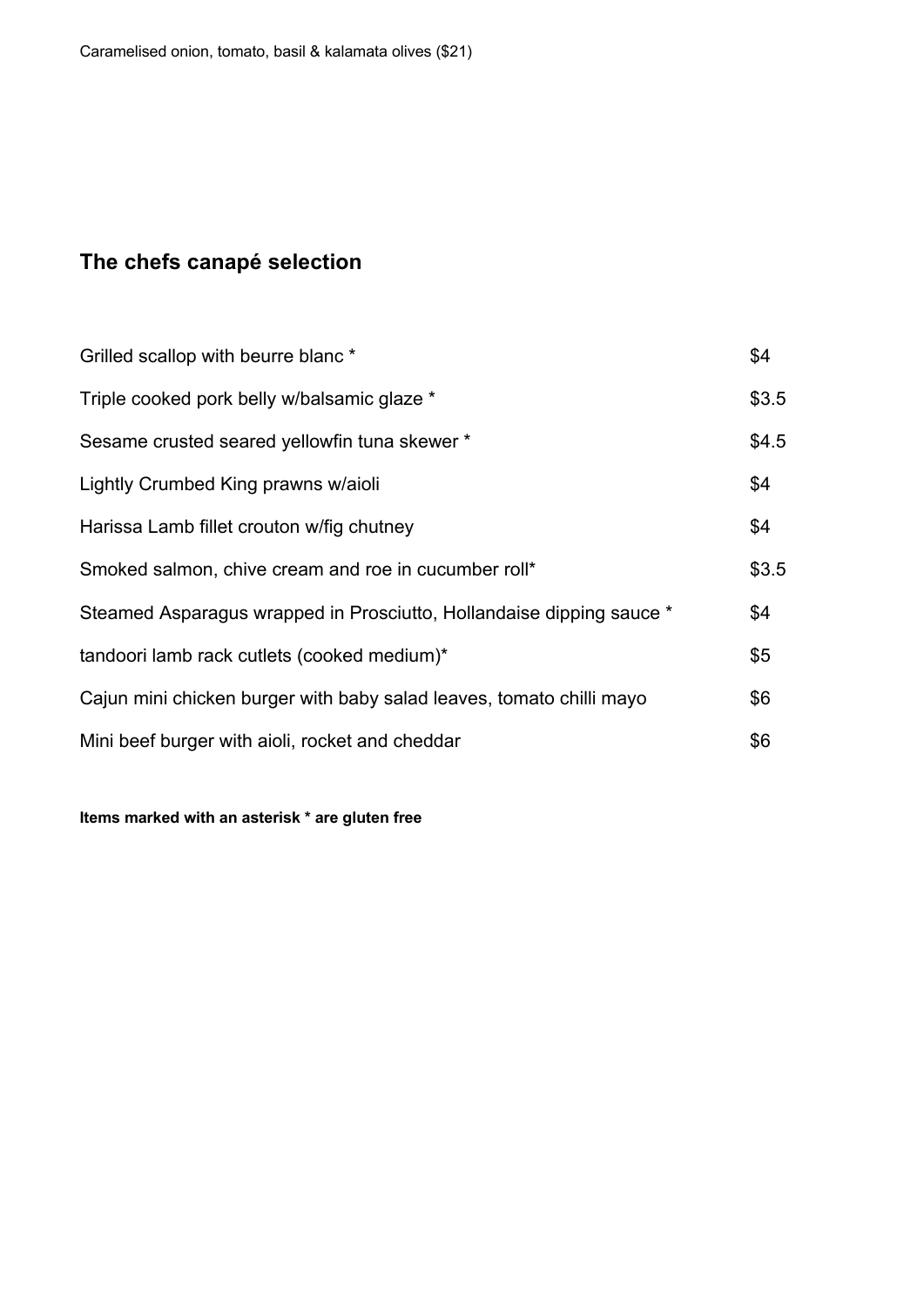Caramelised onion, tomato, basil & kalamata olives ($21)

## The chefs canapé selection

| | |
|---|---|
| Grilled scallop with beurre blanc * | $4 |
| Triple cooked pork belly w/balsamic glaze * | $3.5 |
| Sesame crusted seared yellowfin tuna skewer * | $4.5 |
| Lightly Crumbed King prawns w/aioli | $4 |
| Harissa Lamb fillet crouton w/fig chutney | $4 |
| Smoked salmon, chive cream and roe in cucumber roll* | $3.5 |
| Steamed Asparagus wrapped in Prosciutto, Hollandaise dipping sauce * | $4 |
| tandoori lamb rack cutlets (cooked medium)* | $5 |
| Cajun mini chicken burger with baby salad leaves, tomato chilli mayo | $6 |
| Mini beef burger with aioli, rocket and cheddar | $6 |

**Items marked with an asterisk * are gluten free**